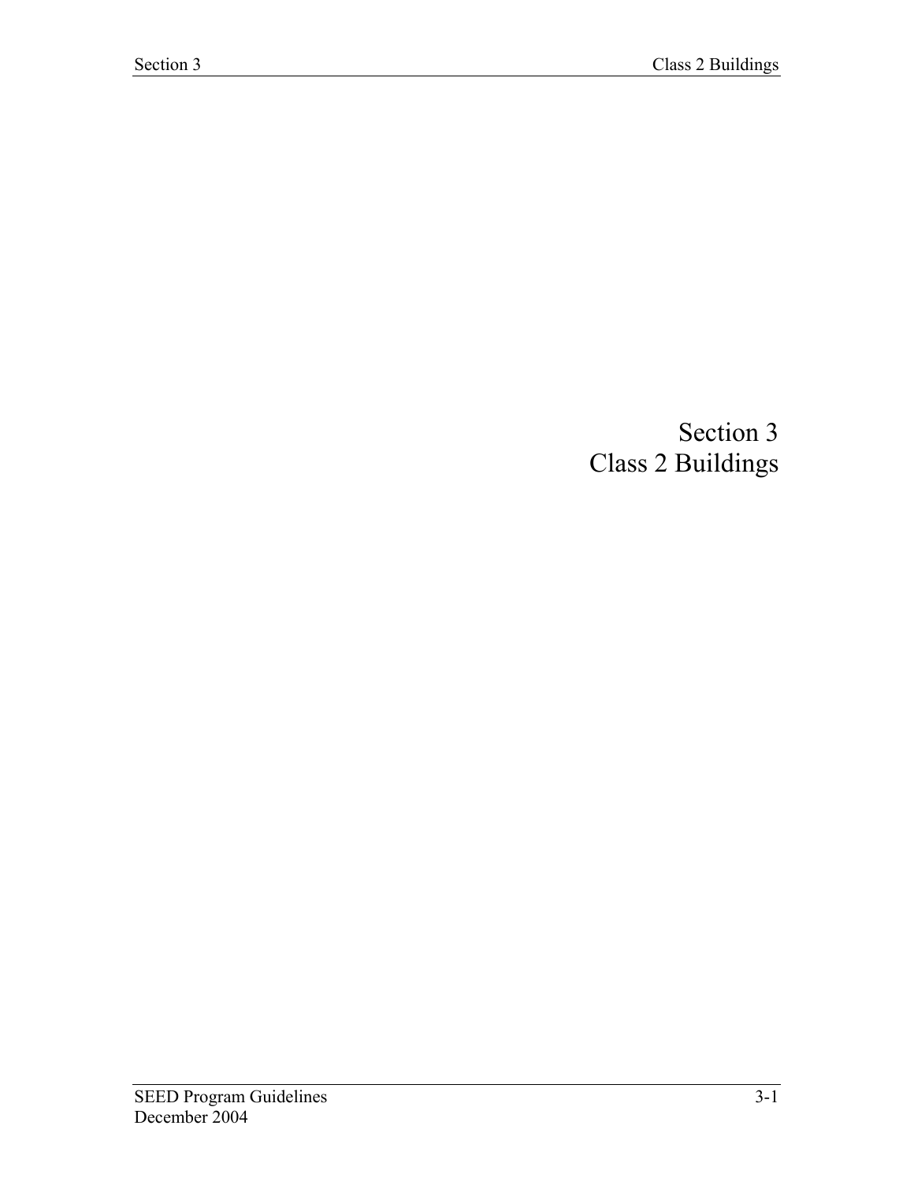# Section 3
# Class 2 Buildings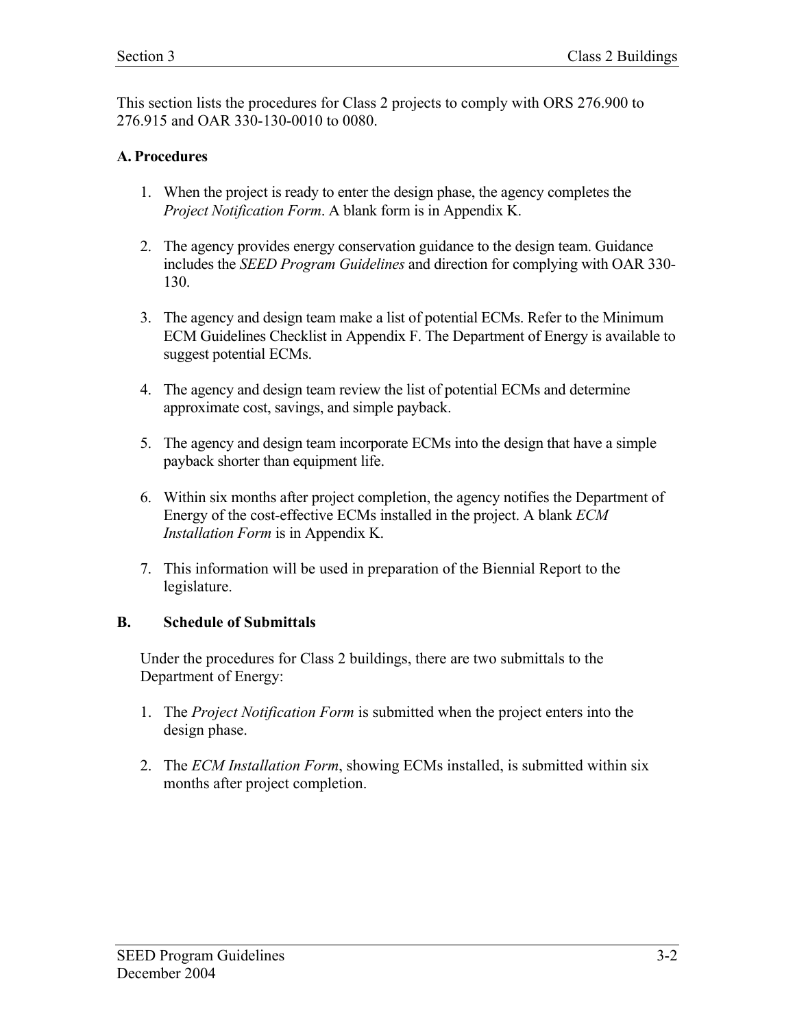This section lists the procedures for Class 2 projects to comply with ORS 276.900 to 276.915 and OAR 330-130-0010 to 0080.

**A. Procedures**

1. When the project is ready to enter the design phase, the agency completes the *Project Notification Form*. A blank form is in Appendix K.

2. The agency provides energy conservation guidance to the design team. Guidance includes the *SEED Program Guidelines* and direction for complying with OAR 330-130.

3. The agency and design team make a list of potential ECMs. Refer to the Minimum ECM Guidelines Checklist in Appendix F. The Department of Energy is available to suggest potential ECMs.

4. The agency and design team review the list of potential ECMs and determine approximate cost, savings, and simple payback.

5. The agency and design team incorporate ECMs into the design that have a simple payback shorter than equipment life.

6. Within six months after project completion, the agency notifies the Department of Energy of the cost-effective ECMs installed in the project. A blank *ECM Installation Form* is in Appendix K.

7. This information will be used in preparation of the Biennial Report to the legislature.

**B. Schedule of Submittals**

Under the procedures for Class 2 buildings, there are two submittals to the Department of Energy:

1. The *Project Notification Form* is submitted when the project enters into the design phase.

2. The *ECM Installation Form*, showing ECMs installed, is submitted within six months after project completion.